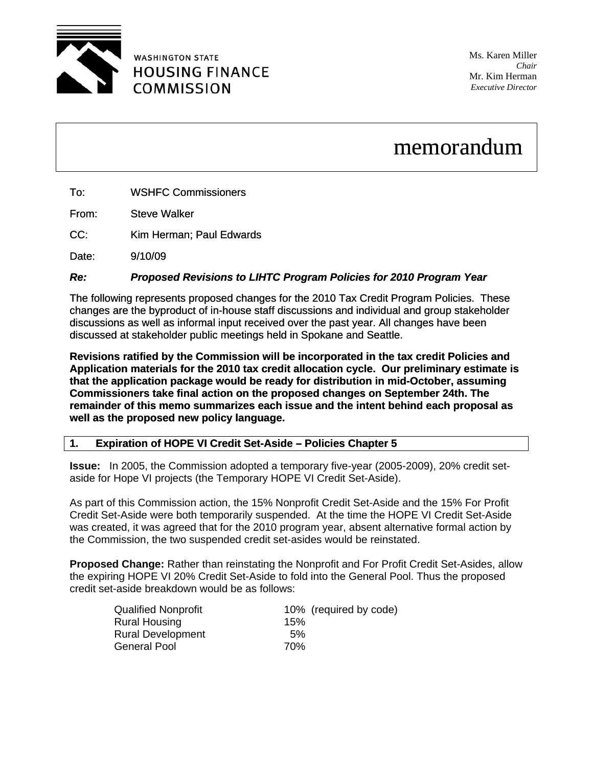WASHINGTON STATE
HOUSING FINANCE
COMMISSION

Ms. Karen Miller
*Chair*
Mr. Kim Herman
*Executive Director*

# memorandum

To: WSHFC Commissioners

From: Steve Walker

CC: Kim Herman; Paul Edwards

Date: 9/10/09

***Re: Proposed Revisions to LIHTC Program Policies for 2010 Program Year***

The following represents proposed changes for the 2010 Tax Credit Program Policies. These changes are the byproduct of in-house staff discussions and individual and group stakeholder discussions as well as informal input received over the past year. All changes have been discussed at stakeholder public meetings held in Spokane and Seattle.

**Revisions ratified by the Commission will be incorporated in the tax credit Policies and Application materials for the 2010 tax credit allocation cycle. Our preliminary estimate is that the application package would be ready for distribution in mid-October, assuming Commissioners take final action on the proposed changes on September 24th. The remainder of this memo summarizes each issue and the intent behind each proposal as well as the proposed new policy language.**

## 1. Expiration of HOPE VI Credit Set-Aside – Policies Chapter 5

**Issue:** In 2005, the Commission adopted a temporary five-year (2005-2009), 20% credit set-aside for Hope VI projects (the Temporary HOPE VI Credit Set-Aside).

As part of this Commission action, the 15% Nonprofit Credit Set-Aside and the 15% For Profit Credit Set-Aside were both temporarily suspended. At the time the HOPE VI Credit Set-Aside was created, it was agreed that for the 2010 program year, absent alternative formal action by the Commission, the two suspended credit set-asides would be reinstated.

**Proposed Change:** Rather than reinstating the Nonprofit and For Profit Credit Set-Asides, allow the expiring HOPE VI 20% Credit Set-Aside to fold into the General Pool. Thus the proposed credit set-aside breakdown would be as follows:

| | | |
|---|---|---|
| Qualified Nonprofit | 10% | (required by code) |
| Rural Housing | 15% | |
| Rural Development | 5% | |
| General Pool | 70% | |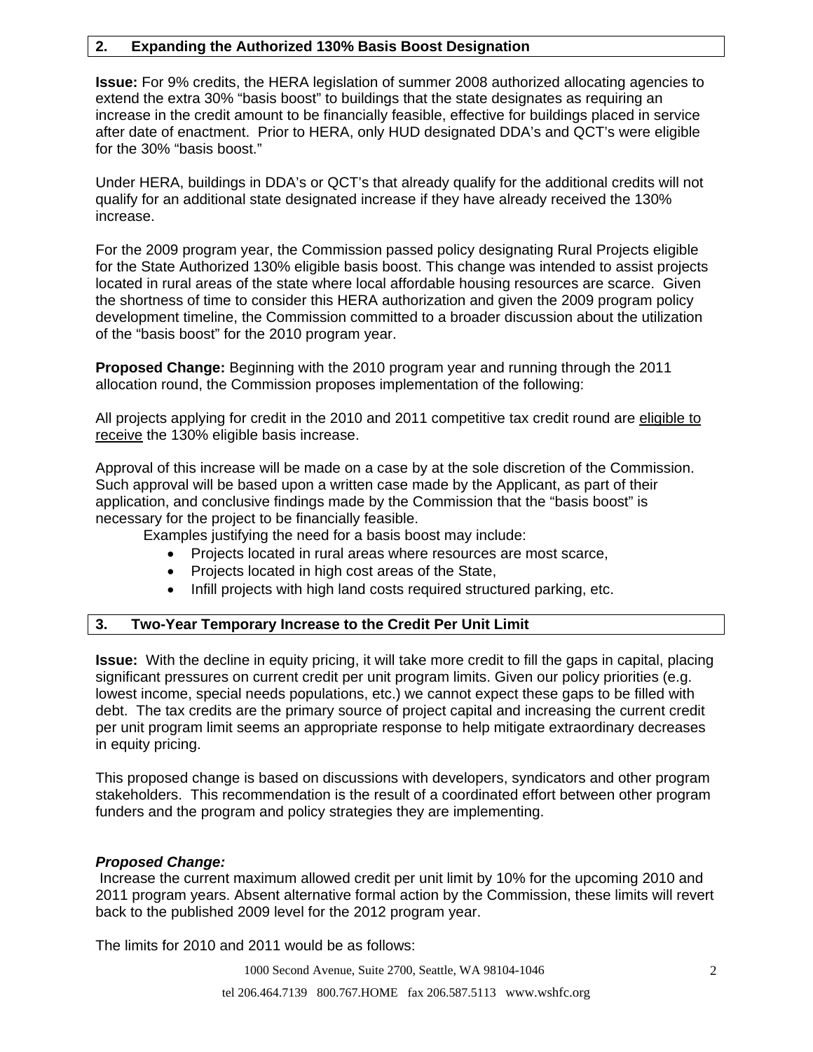## 2. Expanding the Authorized 130% Basis Boost Designation

**Issue:** For 9% credits, the HERA legislation of summer 2008 authorized allocating agencies to extend the extra 30% "basis boost" to buildings that the state designates as requiring an increase in the credit amount to be financially feasible, effective for buildings placed in service after date of enactment. Prior to HERA, only HUD designated DDA's and QCT's were eligible for the 30% "basis boost."

Under HERA, buildings in DDA's or QCT's that already qualify for the additional credits will not qualify for an additional state designated increase if they have already received the 130% increase.

For the 2009 program year, the Commission passed policy designating Rural Projects eligible for the State Authorized 130% eligible basis boost. This change was intended to assist projects located in rural areas of the state where local affordable housing resources are scarce. Given the shortness of time to consider this HERA authorization and given the 2009 program policy development timeline, the Commission committed to a broader discussion about the utilization of the "basis boost" for the 2010 program year.

**Proposed Change:** Beginning with the 2010 program year and running through the 2011 allocation round, the Commission proposes implementation of the following:

All projects applying for credit in the 2010 and 2011 competitive tax credit round are eligible to receive the 130% eligible basis increase.

Approval of this increase will be made on a case by at the sole discretion of the Commission. Such approval will be based upon a written case made by the Applicant, as part of their application, and conclusive findings made by the Commission that the "basis boost" is necessary for the project to be financially feasible.

Examples justifying the need for a basis boost may include:

- Projects located in rural areas where resources are most scarce,
- Projects located in high cost areas of the State,
- Infill projects with high land costs required structured parking, etc.

## 3. Two-Year Temporary Increase to the Credit Per Unit Limit

**Issue:** With the decline in equity pricing, it will take more credit to fill the gaps in capital, placing significant pressures on current credit per unit program limits. Given our policy priorities (e.g. lowest income, special needs populations, etc.) we cannot expect these gaps to be filled with debt. The tax credits are the primary source of project capital and increasing the current credit per unit program limit seems an appropriate response to help mitigate extraordinary decreases in equity pricing.

This proposed change is based on discussions with developers, syndicators and other program stakeholders. This recommendation is the result of a coordinated effort between other program funders and the program and policy strategies they are implementing.

***Proposed Change:***

Increase the current maximum allowed credit per unit limit by 10% for the upcoming 2010 and 2011 program years. Absent alternative formal action by the Commission, these limits will revert back to the published 2009 level for the 2012 program year.

The limits for 2010 and 2011 would be as follows: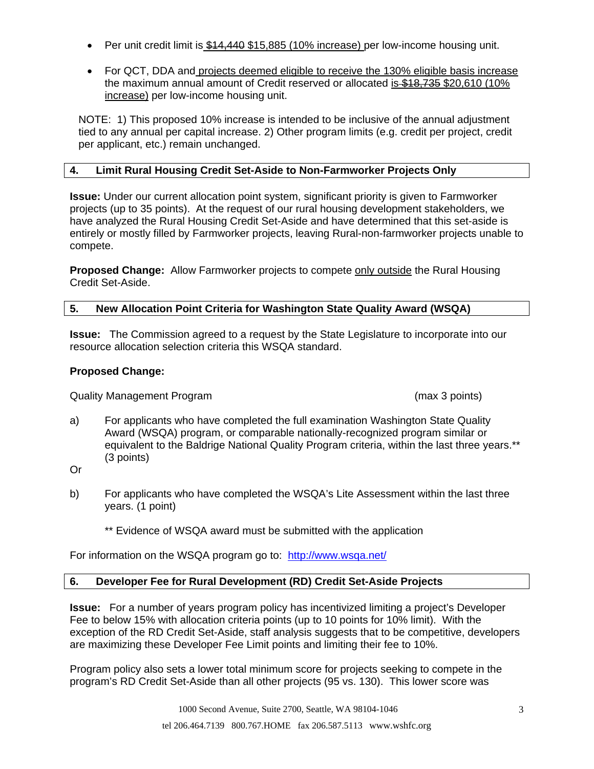- Per unit credit limit is ~~$14,440~~ $15,885 (10% increase) per low-income housing unit.

- For QCT, DDA and projects deemed eligible to receive the 130% eligible basis increase the maximum annual amount of Credit reserved or allocated is ~~$18,735~~ $20,610 (10% increase) per low-income housing unit.

NOTE: 1) This proposed 10% increase is intended to be inclusive of the annual adjustment tied to any annual per capital increase. 2) Other program limits (e.g. credit per project, credit per applicant, etc.) remain unchanged.

## 4. Limit Rural Housing Credit Set-Aside to Non-Farmworker Projects Only

**Issue:** Under our current allocation point system, significant priority is given to Farmworker projects (up to 35 points). At the request of our rural housing development stakeholders, we have analyzed the Rural Housing Credit Set-Aside and have determined that this set-aside is entirely or mostly filled by Farmworker projects, leaving Rural-non-farmworker projects unable to compete.

**Proposed Change:** Allow Farmworker projects to compete only outside the Rural Housing Credit Set-Aside.

## 5. New Allocation Point Criteria for Washington State Quality Award (WSQA)

**Issue:** The Commission agreed to a request by the State Legislature to incorporate into our resource allocation selection criteria this WSQA standard.

**Proposed Change:**

Quality Management Program (max 3 points)

a) For applicants who have completed the full examination Washington State Quality Award (WSQA) program, or comparable nationally-recognized program similar or equivalent to the Baldrige National Quality Program criteria, within the last three years.** (3 points)

Or

b) For applicants who have completed the WSQA's Lite Assessment within the last three years. (1 point)

** Evidence of WSQA award must be submitted with the application

For information on the WSQA program go to: http://www.wsqa.net/

## 6. Developer Fee for Rural Development (RD) Credit Set-Aside Projects

**Issue:** For a number of years program policy has incentivized limiting a project's Developer Fee to below 15% with allocation criteria points (up to 10 points for 10% limit). With the exception of the RD Credit Set-Aside, staff analysis suggests that to be competitive, developers are maximizing these Developer Fee Limit points and limiting their fee to 10%.

Program policy also sets a lower total minimum score for projects seeking to compete in the program's RD Credit Set-Aside than all other projects (95 vs. 130). This lower score was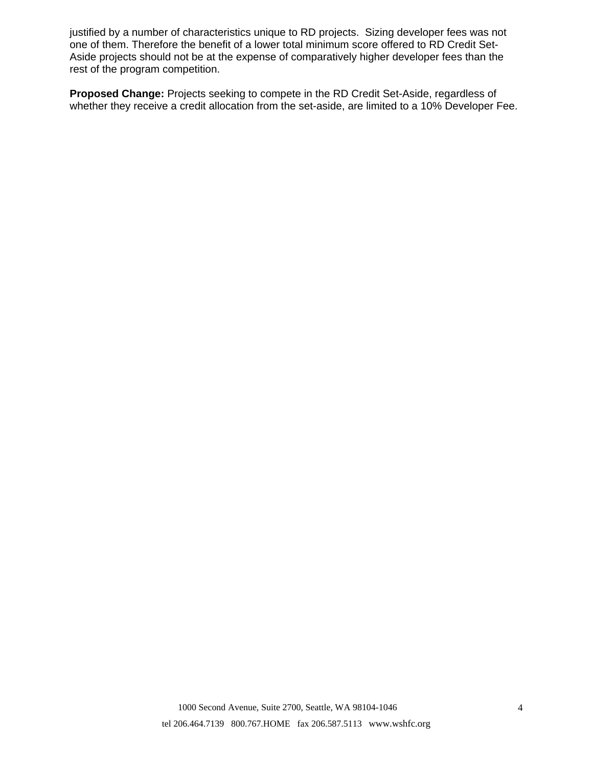justified by a number of characteristics unique to RD projects. Sizing developer fees was not one of them. Therefore the benefit of a lower total minimum score offered to RD Credit Set-Aside projects should not be at the expense of comparatively higher developer fees than the rest of the program competition.

**Proposed Change:** Projects seeking to compete in the RD Credit Set-Aside, regardless of whether they receive a credit allocation from the set-aside, are limited to a 10% Developer Fee.